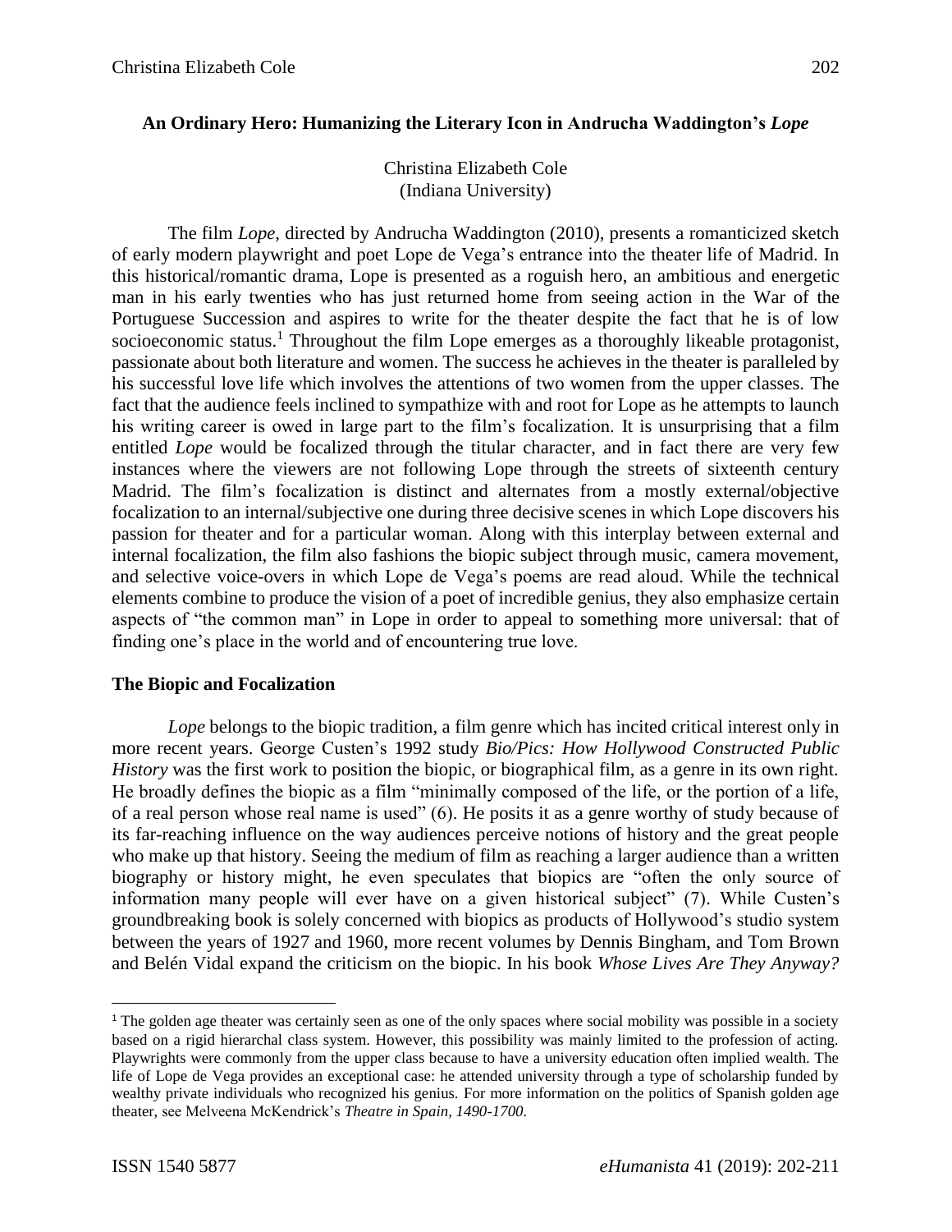## An Ordinary Hero: Humanizing the Literary Icon in Andrucha Waddington's *Lope*

Christina Elizabeth Cole
(Indiana University)

The film *Lope*, directed by Andrucha Waddington (2010), presents a romanticized sketch of early modern playwright and poet Lope de Vega's entrance into the theater life of Madrid. In this historical/romantic drama, Lope is presented as a roguish hero, an ambitious and energetic man in his early twenties who has just returned home from seeing action in the War of the Portuguese Succession and aspires to write for the theater despite the fact that he is of low socioeconomic status.[1] Throughout the film Lope emerges as a thoroughly likeable protagonist, passionate about both literature and women. The success he achieves in the theater is paralleled by his successful love life which involves the attentions of two women from the upper classes. The fact that the audience feels inclined to sympathize with and root for Lope as he attempts to launch his writing career is owed in large part to the film's focalization. It is unsurprising that a film entitled *Lope* would be focalized through the titular character, and in fact there are very few instances where the viewers are not following Lope through the streets of sixteenth century Madrid. The film's focalization is distinct and alternates from a mostly external/objective focalization to an internal/subjective one during three decisive scenes in which Lope discovers his passion for theater and for a particular woman. Along with this interplay between external and internal focalization, the film also fashions the biopic subject through music, camera movement, and selective voice-overs in which Lope de Vega's poems are read aloud. While the technical elements combine to produce the vision of a poet of incredible genius, they also emphasize certain aspects of "the common man" in Lope in order to appeal to something more universal: that of finding one's place in the world and of encountering true love.

### The Biopic and Focalization

*Lope* belongs to the biopic tradition, a film genre which has incited critical interest only in more recent years. George Custen's 1992 study *Bio/Pics: How Hollywood Constructed Public History* was the first work to position the biopic, or biographical film, as a genre in its own right. He broadly defines the biopic as a film "minimally composed of the life, or the portion of a life, of a real person whose real name is used" (6). He posits it as a genre worthy of study because of its far-reaching influence on the way audiences perceive notions of history and the great people who make up that history. Seeing the medium of film as reaching a larger audience than a written biography or history might, he even speculates that biopics are "often the only source of information many people will ever have on a given historical subject" (7). While Custen's groundbreaking book is solely concerned with biopics as products of Hollywood's studio system between the years of 1927 and 1960, more recent volumes by Dennis Bingham, and Tom Brown and Belén Vidal expand the criticism on the biopic. In his book *Whose Lives Are They Anyway?*

---

[1] The golden age theater was certainly seen as one of the only spaces where social mobility was possible in a society based on a rigid hierarchal class system. However, this possibility was mainly limited to the profession of acting. Playwrights were commonly from the upper class because to have a university education often implied wealth. The life of Lope de Vega provides an exceptional case: he attended university through a type of scholarship funded by wealthy private individuals who recognized his genius. For more information on the politics of Spanish golden age theater, see Melveena McKendrick's *Theatre in Spain, 1490-1700*.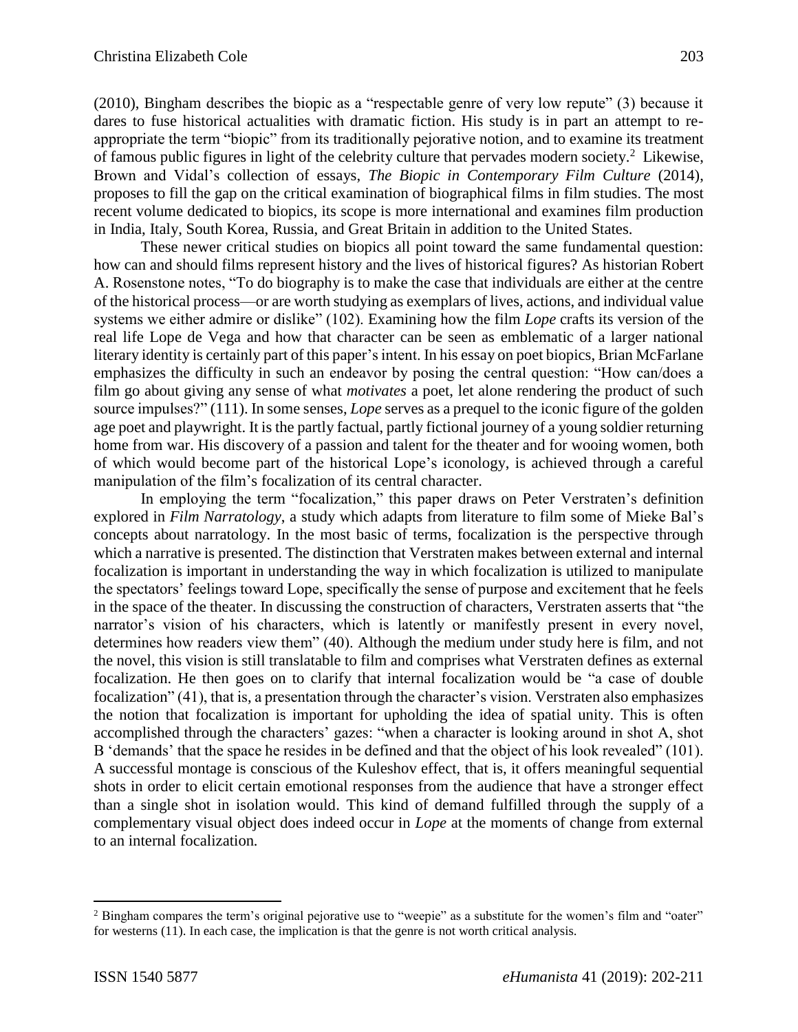(2010), Bingham describes the biopic as a "respectable genre of very low repute" (3) because it dares to fuse historical actualities with dramatic fiction. His study is in part an attempt to re-appropriate the term "biopic" from its traditionally pejorative notion, and to examine its treatment of famous public figures in light of the celebrity culture that pervades modern society.[2] Likewise, Brown and Vidal's collection of essays, *The Biopic in Contemporary Film Culture* (2014), proposes to fill the gap on the critical examination of biographical films in film studies. The most recent volume dedicated to biopics, its scope is more international and examines film production in India, Italy, South Korea, Russia, and Great Britain in addition to the United States.

These newer critical studies on biopics all point toward the same fundamental question: how can and should films represent history and the lives of historical figures? As historian Robert A. Rosenstone notes, "To do biography is to make the case that individuals are either at the centre of the historical process—or are worth studying as exemplars of lives, actions, and individual value systems we either admire or dislike" (102). Examining how the film *Lope* crafts its version of the real life Lope de Vega and how that character can be seen as emblematic of a larger national literary identity is certainly part of this paper's intent. In his essay on poet biopics, Brian McFarlane emphasizes the difficulty in such an endeavor by posing the central question: "How can/does a film go about giving any sense of what *motivates* a poet, let alone rendering the product of such source impulses?" (111). In some senses, *Lope* serves as a prequel to the iconic figure of the golden age poet and playwright. It is the partly factual, partly fictional journey of a young soldier returning home from war. His discovery of a passion and talent for the theater and for wooing women, both of which would become part of the historical Lope's iconology, is achieved through a careful manipulation of the film's focalization of its central character.

In employing the term "focalization," this paper draws on Peter Verstraten's definition explored in *Film Narratology*, a study which adapts from literature to film some of Mieke Bal's concepts about narratology. In the most basic of terms, focalization is the perspective through which a narrative is presented. The distinction that Verstraten makes between external and internal focalization is important in understanding the way in which focalization is utilized to manipulate the spectators' feelings toward Lope, specifically the sense of purpose and excitement that he feels in the space of the theater. In discussing the construction of characters, Verstraten asserts that "the narrator's vision of his characters, which is latently or manifestly present in every novel, determines how readers view them" (40). Although the medium under study here is film, and not the novel, this vision is still translatable to film and comprises what Verstraten defines as external focalization. He then goes on to clarify that internal focalization would be "a case of double focalization" (41), that is, a presentation through the character's vision. Verstraten also emphasizes the notion that focalization is important for upholding the idea of spatial unity. This is often accomplished through the characters' gazes: "when a character is looking around in shot A, shot B 'demands' that the space he resides in be defined and that the object of his look revealed" (101). A successful montage is conscious of the Kuleshov effect, that is, it offers meaningful sequential shots in order to elicit certain emotional responses from the audience that have a stronger effect than a single shot in isolation would. This kind of demand fulfilled through the supply of a complementary visual object does indeed occur in *Lope* at the moments of change from external to an internal focalization.

[2] Bingham compares the term's original pejorative use to "weepie" as a substitute for the women's film and "oater" for westerns (11). In each case, the implication is that the genre is not worth critical analysis.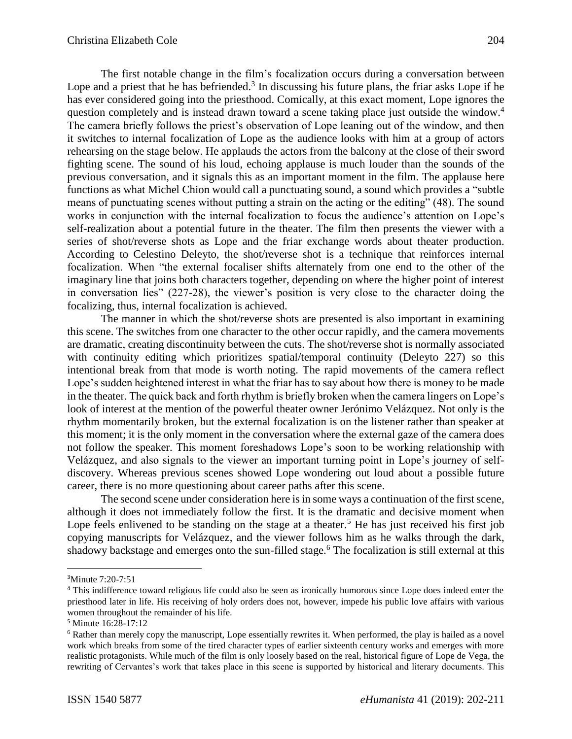The first notable change in the film's focalization occurs during a conversation between Lope and a priest that he has befriended.[3] In discussing his future plans, the friar asks Lope if he has ever considered going into the priesthood. Comically, at this exact moment, Lope ignores the question completely and is instead drawn toward a scene taking place just outside the window.[4] The camera briefly follows the priest's observation of Lope leaning out of the window, and then it switches to internal focalization of Lope as the audience looks with him at a group of actors rehearsing on the stage below. He applauds the actors from the balcony at the close of their sword fighting scene. The sound of his loud, echoing applause is much louder than the sounds of the previous conversation, and it signals this as an important moment in the film. The applause here functions as what Michel Chion would call a punctuating sound, a sound which provides a "subtle means of punctuating scenes without putting a strain on the acting or the editing" (48). The sound works in conjunction with the internal focalization to focus the audience's attention on Lope's self-realization about a potential future in the theater. The film then presents the viewer with a series of shot/reverse shots as Lope and the friar exchange words about theater production. According to Celestino Deleyto, the shot/reverse shot is a technique that reinforces internal focalization. When "the external focaliser shifts alternately from one end to the other of the imaginary line that joins both characters together, depending on where the higher point of interest in conversation lies" (227-28), the viewer's position is very close to the character doing the focalizing, thus, internal focalization is achieved.

The manner in which the shot/reverse shots are presented is also important in examining this scene. The switches from one character to the other occur rapidly, and the camera movements are dramatic, creating discontinuity between the cuts. The shot/reverse shot is normally associated with continuity editing which prioritizes spatial/temporal continuity (Deleyto 227) so this intentional break from that mode is worth noting. The rapid movements of the camera reflect Lope's sudden heightened interest in what the friar has to say about how there is money to be made in the theater. The quick back and forth rhythm is briefly broken when the camera lingers on Lope's look of interest at the mention of the powerful theater owner Jerónimo Velázquez. Not only is the rhythm momentarily broken, but the external focalization is on the listener rather than speaker at this moment; it is the only moment in the conversation where the external gaze of the camera does not follow the speaker. This moment foreshadows Lope's soon to be working relationship with Velázquez, and also signals to the viewer an important turning point in Lope's journey of self-discovery. Whereas previous scenes showed Lope wondering out loud about a possible future career, there is no more questioning about career paths after this scene.

The second scene under consideration here is in some ways a continuation of the first scene, although it does not immediately follow the first. It is the dramatic and decisive moment when Lope feels enlivened to be standing on the stage at a theater.[5] He has just received his first job copying manuscripts for Velázquez, and the viewer follows him as he walks through the dark, shadowy backstage and emerges onto the sun-filled stage.[6] The focalization is still external at this

---

[3] Minute 7:20-7:51

[4] This indifference toward religious life could also be seen as ironically humorous since Lope does indeed enter the priesthood later in life. His receiving of holy orders does not, however, impede his public love affairs with various women throughout the remainder of his life.

[5] Minute 16:28-17:12

[6] Rather than merely copy the manuscript, Lope essentially rewrites it. When performed, the play is hailed as a novel work which breaks from some of the tired character types of earlier sixteenth century works and emerges with more realistic protagonists. While much of the film is only loosely based on the real, historical figure of Lope de Vega, the rewriting of Cervantes's work that takes place in this scene is supported by historical and literary documents. This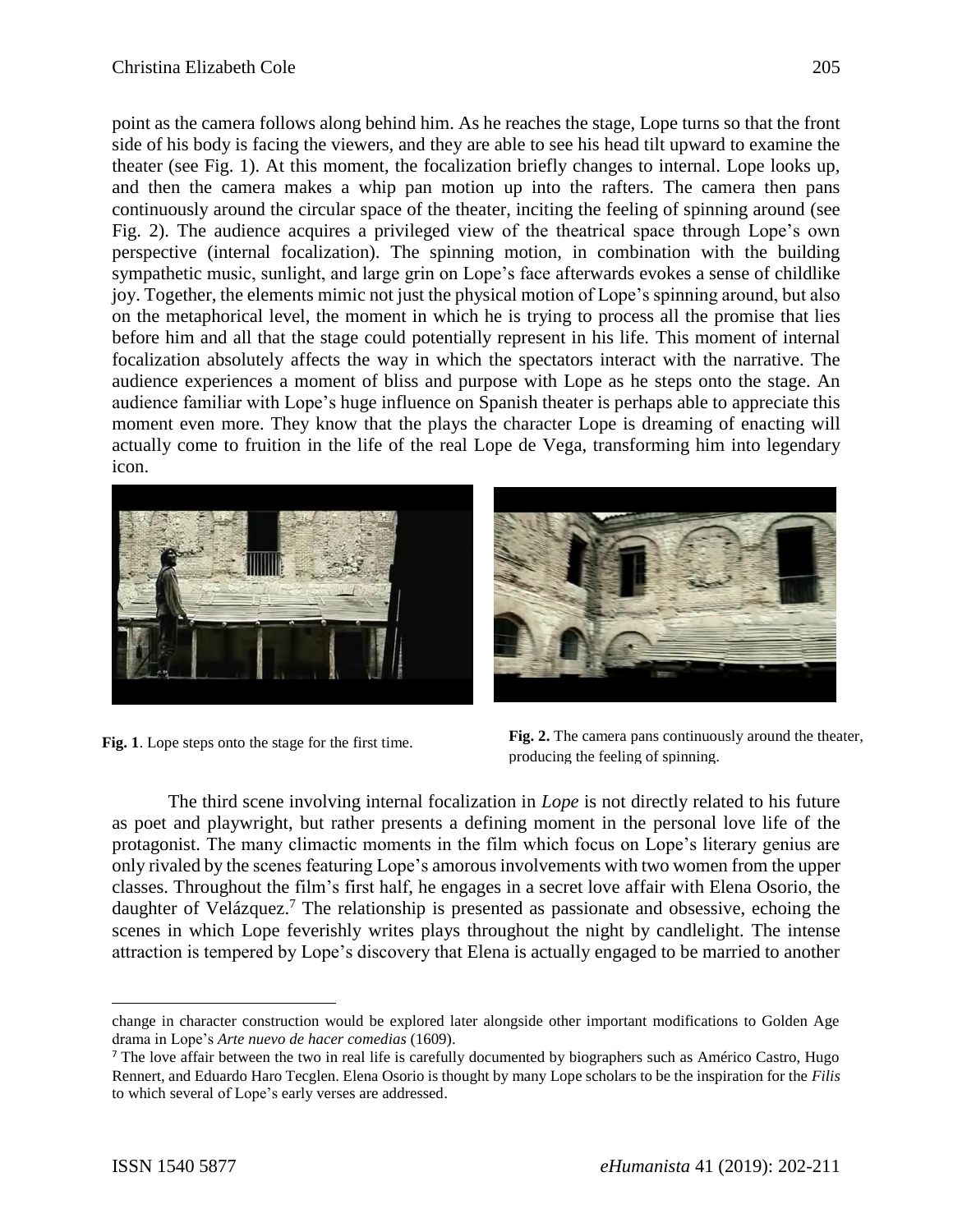point as the camera follows along behind him. As he reaches the stage, Lope turns so that the front side of his body is facing the viewers, and they are able to see his head tilt upward to examine the theater (see Fig. 1). At this moment, the focalization briefly changes to internal. Lope looks up, and then the camera makes a whip pan motion up into the rafters. The camera then pans continuously around the circular space of the theater, inciting the feeling of spinning around (see Fig. 2). The audience acquires a privileged view of the theatrical space through Lope's own perspective (internal focalization). The spinning motion, in combination with the building sympathetic music, sunlight, and large grin on Lope's face afterwards evokes a sense of childlike joy. Together, the elements mimic not just the physical motion of Lope's spinning around, but also on the metaphorical level, the moment in which he is trying to process all the promise that lies before him and all that the stage could potentially represent in his life. This moment of internal focalization absolutely affects the way in which the spectators interact with the narrative. The audience experiences a moment of bliss and purpose with Lope as he steps onto the stage. An audience familiar with Lope's huge influence on Spanish theater is perhaps able to appreciate this moment even more. They know that the plays the character Lope is dreaming of enacting will actually come to fruition in the life of the real Lope de Vega, transforming him into legendary icon.

**Fig. 1**. Lope steps onto the stage for the first time.

**Fig. 2.** The camera pans continuously around the theater, producing the feeling of spinning.

The third scene involving internal focalization in *Lope* is not directly related to his future as poet and playwright, but rather presents a defining moment in the personal love life of the protagonist. The many climactic moments in the film which focus on Lope's literary genius are only rivaled by the scenes featuring Lope's amorous involvements with two women from the upper classes. Throughout the film's first half, he engages in a secret love affair with Elena Osorio, the daughter of Velázquez.[7] The relationship is presented as passionate and obsessive, echoing the scenes in which Lope feverishly writes plays throughout the night by candlelight. The intense attraction is tempered by Lope's discovery that Elena is actually engaged to be married to another

---

change in character construction would be explored later alongside other important modifications to Golden Age drama in Lope's *Arte nuevo de hacer comedias* (1609).

[7] The love affair between the two in real life is carefully documented by biographers such as Américo Castro, Hugo Rennert, and Eduardo Haro Tecglen. Elena Osorio is thought by many Lope scholars to be the inspiration for the *Filis* to which several of Lope's early verses are addressed.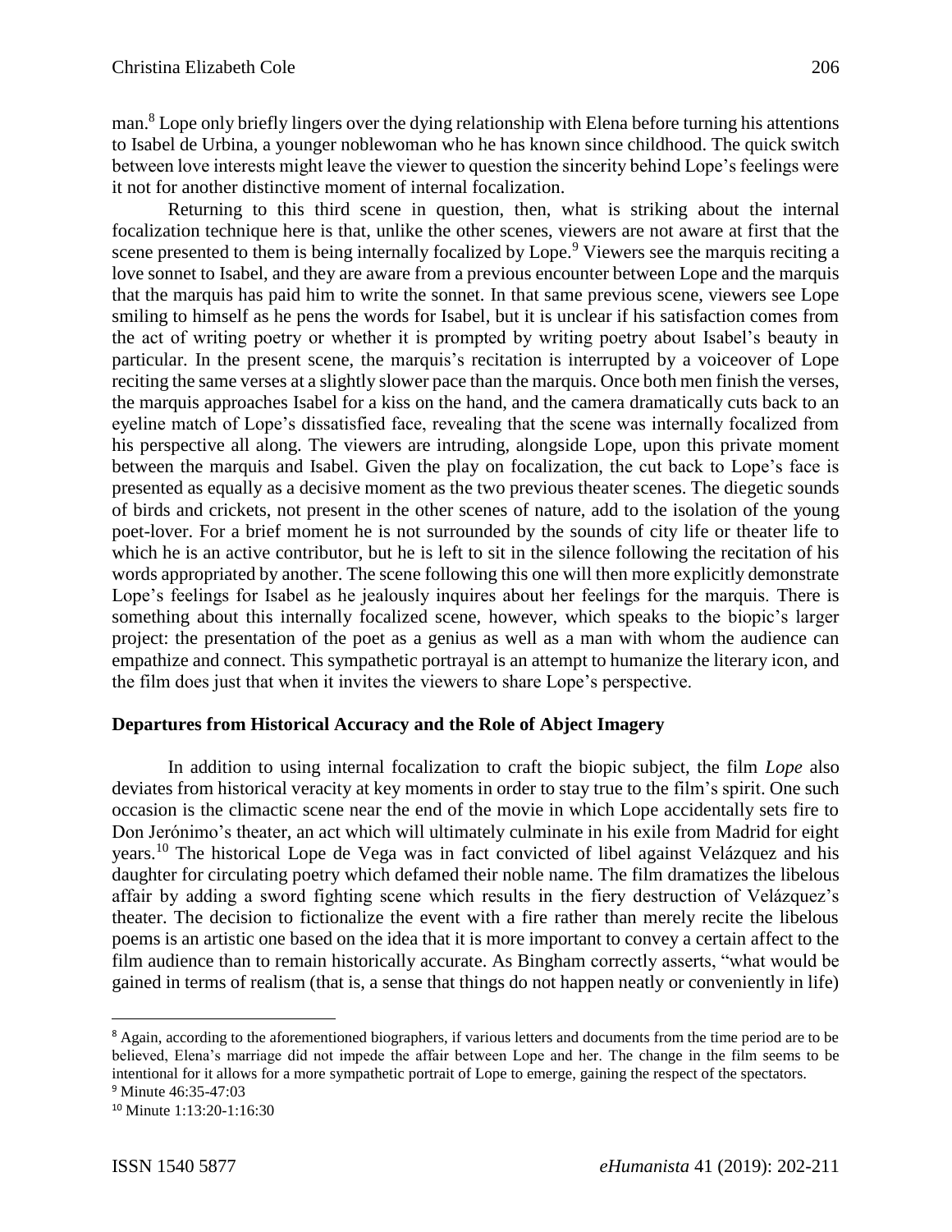man.[8] Lope only briefly lingers over the dying relationship with Elena before turning his attentions to Isabel de Urbina, a younger noblewoman who he has known since childhood. The quick switch between love interests might leave the viewer to question the sincerity behind Lope's feelings were it not for another distinctive moment of internal focalization.

Returning to this third scene in question, then, what is striking about the internal focalization technique here is that, unlike the other scenes, viewers are not aware at first that the scene presented to them is being internally focalized by Lope.[9] Viewers see the marquis reciting a love sonnet to Isabel, and they are aware from a previous encounter between Lope and the marquis that the marquis has paid him to write the sonnet. In that same previous scene, viewers see Lope smiling to himself as he pens the words for Isabel, but it is unclear if his satisfaction comes from the act of writing poetry or whether it is prompted by writing poetry about Isabel's beauty in particular. In the present scene, the marquis's recitation is interrupted by a voiceover of Lope reciting the same verses at a slightly slower pace than the marquis. Once both men finish the verses, the marquis approaches Isabel for a kiss on the hand, and the camera dramatically cuts back to an eyeline match of Lope's dissatisfied face, revealing that the scene was internally focalized from his perspective all along. The viewers are intruding, alongside Lope, upon this private moment between the marquis and Isabel. Given the play on focalization, the cut back to Lope's face is presented as equally as a decisive moment as the two previous theater scenes. The diegetic sounds of birds and crickets, not present in the other scenes of nature, add to the isolation of the young poet-lover. For a brief moment he is not surrounded by the sounds of city life or theater life to which he is an active contributor, but he is left to sit in the silence following the recitation of his words appropriated by another. The scene following this one will then more explicitly demonstrate Lope's feelings for Isabel as he jealously inquires about her feelings for the marquis. There is something about this internally focalized scene, however, which speaks to the biopic's larger project: the presentation of the poet as a genius as well as a man with whom the audience can empathize and connect. This sympathetic portrayal is an attempt to humanize the literary icon, and the film does just that when it invites the viewers to share Lope's perspective.

## Departures from Historical Accuracy and the Role of Abject Imagery

In addition to using internal focalization to craft the biopic subject, the film *Lope* also deviates from historical veracity at key moments in order to stay true to the film's spirit. One such occasion is the climactic scene near the end of the movie in which Lope accidentally sets fire to Don Jerónimo's theater, an act which will ultimately culminate in his exile from Madrid for eight years.[10] The historical Lope de Vega was in fact convicted of libel against Velázquez and his daughter for circulating poetry which defamed their noble name. The film dramatizes the libelous affair by adding a sword fighting scene which results in the fiery destruction of Velázquez's theater. The decision to fictionalize the event with a fire rather than merely recite the libelous poems is an artistic one based on the idea that it is more important to convey a certain affect to the film audience than to remain historically accurate. As Bingham correctly asserts, "what would be gained in terms of realism (that is, a sense that things do not happen neatly or conveniently in life)

---

[8] Again, according to the aforementioned biographers, if various letters and documents from the time period are to be believed, Elena's marriage did not impede the affair between Lope and her. The change in the film seems to be intentional for it allows for a more sympathetic portrait of Lope to emerge, gaining the respect of the spectators.

[9] Minute 46:35-47:03

[10] Minute 1:13:20-1:16:30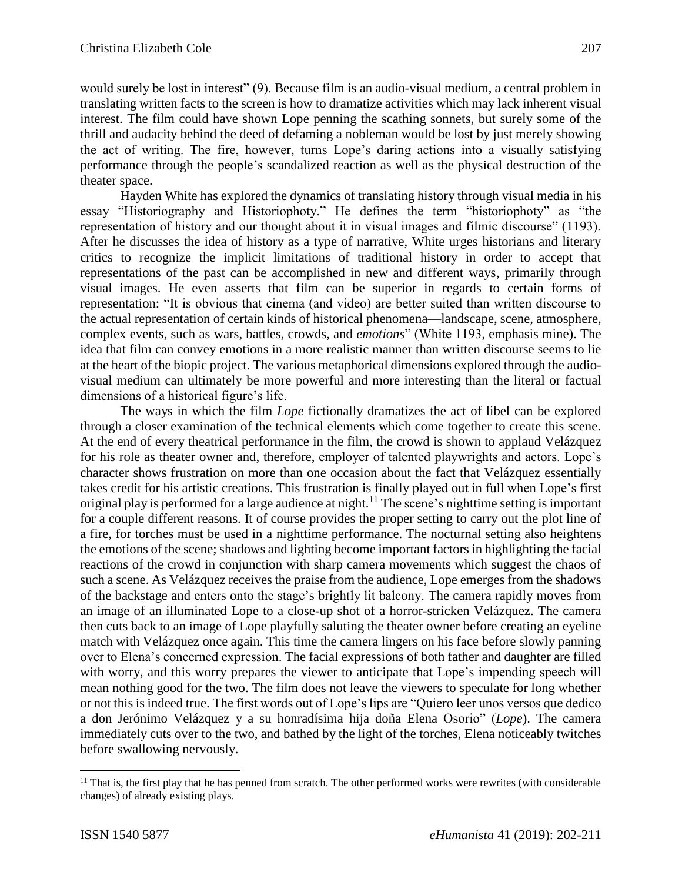would surely be lost in interest" (9). Because film is an audio-visual medium, a central problem in translating written facts to the screen is how to dramatize activities which may lack inherent visual interest. The film could have shown Lope penning the scathing sonnets, but surely some of the thrill and audacity behind the deed of defaming a nobleman would be lost by just merely showing the act of writing. The fire, however, turns Lope's daring actions into a visually satisfying performance through the people's scandalized reaction as well as the physical destruction of the theater space.

Hayden White has explored the dynamics of translating history through visual media in his essay "Historiography and Historiophoty." He defines the term "historiophoty" as "the representation of history and our thought about it in visual images and filmic discourse" (1193). After he discusses the idea of history as a type of narrative, White urges historians and literary critics to recognize the implicit limitations of traditional history in order to accept that representations of the past can be accomplished in new and different ways, primarily through visual images. He even asserts that film can be superior in regards to certain forms of representation: "It is obvious that cinema (and video) are better suited than written discourse to the actual representation of certain kinds of historical phenomena—landscape, scene, atmosphere, complex events, such as wars, battles, crowds, and *emotions*" (White 1193, emphasis mine). The idea that film can convey emotions in a more realistic manner than written discourse seems to lie at the heart of the biopic project. The various metaphorical dimensions explored through the audio-visual medium can ultimately be more powerful and more interesting than the literal or factual dimensions of a historical figure's life.

The ways in which the film *Lope* fictionally dramatizes the act of libel can be explored through a closer examination of the technical elements which come together to create this scene. At the end of every theatrical performance in the film, the crowd is shown to applaud Velázquez for his role as theater owner and, therefore, employer of talented playwrights and actors. Lope's character shows frustration on more than one occasion about the fact that Velázquez essentially takes credit for his artistic creations. This frustration is finally played out in full when Lope's first original play is performed for a large audience at night.[11] The scene's nighttime setting is important for a couple different reasons. It of course provides the proper setting to carry out the plot line of a fire, for torches must be used in a nighttime performance. The nocturnal setting also heightens the emotions of the scene; shadows and lighting become important factors in highlighting the facial reactions of the crowd in conjunction with sharp camera movements which suggest the chaos of such a scene. As Velázquez receives the praise from the audience, Lope emerges from the shadows of the backstage and enters onto the stage's brightly lit balcony. The camera rapidly moves from an image of an illuminated Lope to a close-up shot of a horror-stricken Velázquez. The camera then cuts back to an image of Lope playfully saluting the theater owner before creating an eyeline match with Velázquez once again. This time the camera lingers on his face before slowly panning over to Elena's concerned expression. The facial expressions of both father and daughter are filled with worry, and this worry prepares the viewer to anticipate that Lope's impending speech will mean nothing good for the two. The film does not leave the viewers to speculate for long whether or not this is indeed true. The first words out of Lope's lips are "Quiero leer unos versos que dedico a don Jerónimo Velázquez y a su honradísima hija doña Elena Osorio" (*Lope*). The camera immediately cuts over to the two, and bathed by the light of the torches, Elena noticeably twitches before swallowing nervously.

[11] That is, the first play that he has penned from scratch. The other performed works were rewrites (with considerable changes) of already existing plays.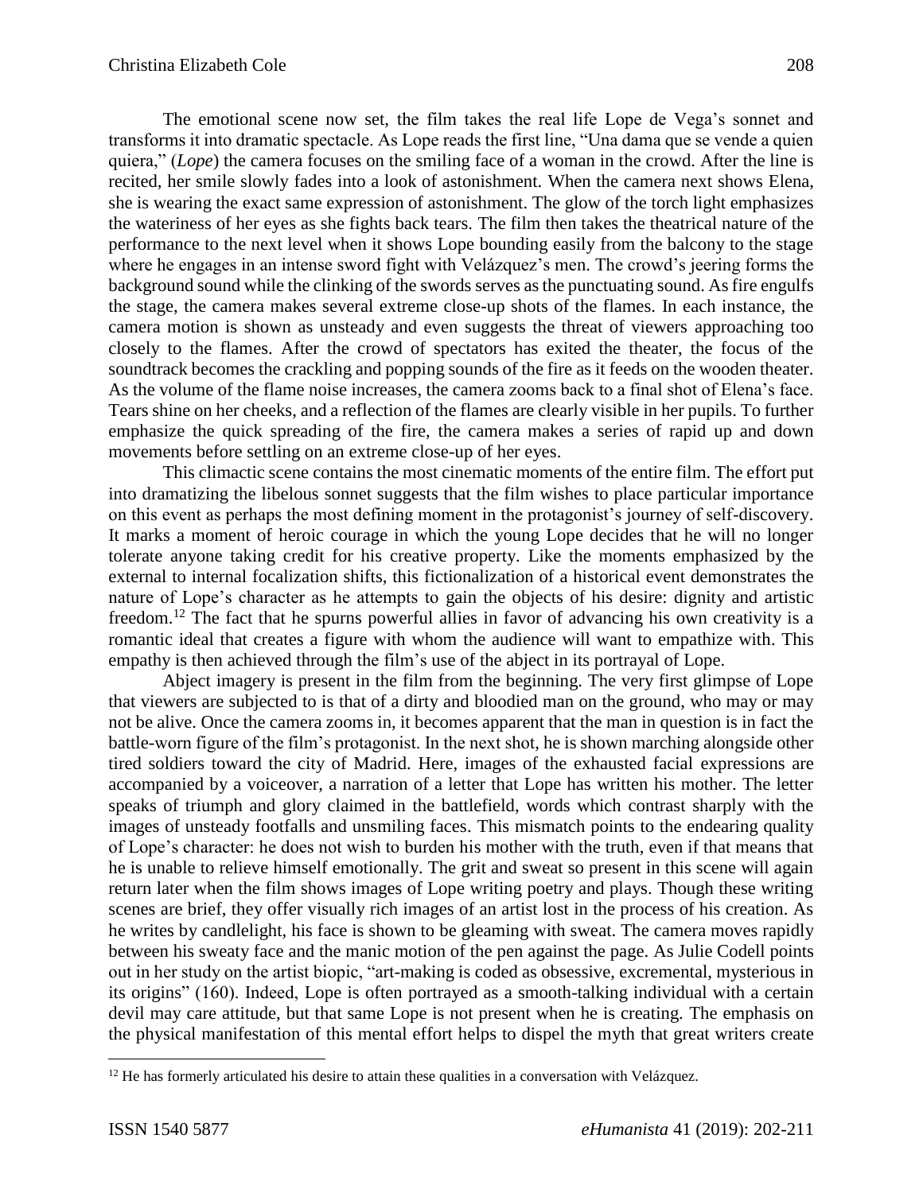The emotional scene now set, the film takes the real life Lope de Vega's sonnet and transforms it into dramatic spectacle. As Lope reads the first line, "Una dama que se vende a quien quiera," (*Lope*) the camera focuses on the smiling face of a woman in the crowd. After the line is recited, her smile slowly fades into a look of astonishment. When the camera next shows Elena, she is wearing the exact same expression of astonishment. The glow of the torch light emphasizes the wateriness of her eyes as she fights back tears. The film then takes the theatrical nature of the performance to the next level when it shows Lope bounding easily from the balcony to the stage where he engages in an intense sword fight with Velázquez's men. The crowd's jeering forms the background sound while the clinking of the swords serves as the punctuating sound. As fire engulfs the stage, the camera makes several extreme close-up shots of the flames. In each instance, the camera motion is shown as unsteady and even suggests the threat of viewers approaching too closely to the flames. After the crowd of spectators has exited the theater, the focus of the soundtrack becomes the crackling and popping sounds of the fire as it feeds on the wooden theater. As the volume of the flame noise increases, the camera zooms back to a final shot of Elena's face. Tears shine on her cheeks, and a reflection of the flames are clearly visible in her pupils. To further emphasize the quick spreading of the fire, the camera makes a series of rapid up and down movements before settling on an extreme close-up of her eyes.

This climactic scene contains the most cinematic moments of the entire film. The effort put into dramatizing the libelous sonnet suggests that the film wishes to place particular importance on this event as perhaps the most defining moment in the protagonist's journey of self-discovery. It marks a moment of heroic courage in which the young Lope decides that he will no longer tolerate anyone taking credit for his creative property. Like the moments emphasized by the external to internal focalization shifts, this fictionalization of a historical event demonstrates the nature of Lope's character as he attempts to gain the objects of his desire: dignity and artistic freedom.[12] The fact that he spurns powerful allies in favor of advancing his own creativity is a romantic ideal that creates a figure with whom the audience will want to empathize with. This empathy is then achieved through the film's use of the abject in its portrayal of Lope.

Abject imagery is present in the film from the beginning. The very first glimpse of Lope that viewers are subjected to is that of a dirty and bloodied man on the ground, who may or may not be alive. Once the camera zooms in, it becomes apparent that the man in question is in fact the battle-worn figure of the film's protagonist. In the next shot, he is shown marching alongside other tired soldiers toward the city of Madrid. Here, images of the exhausted facial expressions are accompanied by a voiceover, a narration of a letter that Lope has written his mother. The letter speaks of triumph and glory claimed in the battlefield, words which contrast sharply with the images of unsteady footfalls and unsmiling faces. This mismatch points to the endearing quality of Lope's character: he does not wish to burden his mother with the truth, even if that means that he is unable to relieve himself emotionally. The grit and sweat so present in this scene will again return later when the film shows images of Lope writing poetry and plays. Though these writing scenes are brief, they offer visually rich images of an artist lost in the process of his creation. As he writes by candlelight, his face is shown to be gleaming with sweat. The camera moves rapidly between his sweaty face and the manic motion of the pen against the page. As Julie Codell points out in her study on the artist biopic, "art-making is coded as obsessive, excremental, mysterious in its origins" (160). Indeed, Lope is often portrayed as a smooth-talking individual with a certain devil may care attitude, but that same Lope is not present when he is creating. The emphasis on the physical manifestation of this mental effort helps to dispel the myth that great writers create

---

[12] He has formerly articulated his desire to attain these qualities in a conversation with Velázquez.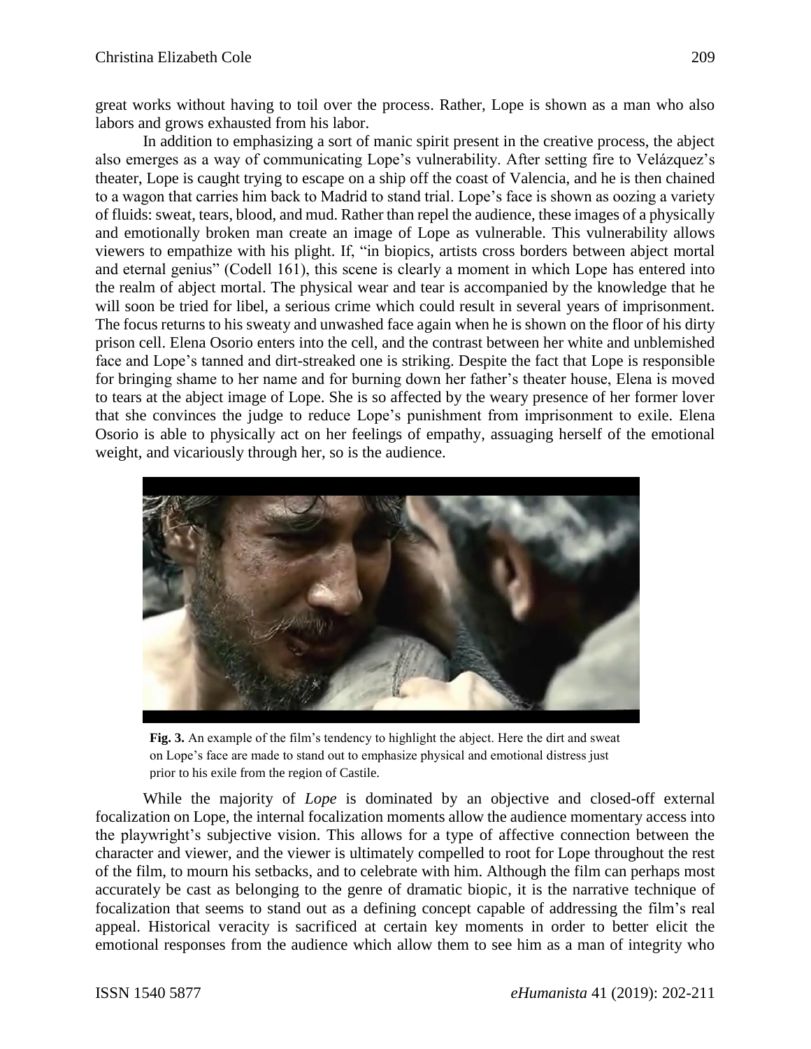great works without having to toil over the process. Rather, Lope is shown as a man who also labors and grows exhausted from his labor.

In addition to emphasizing a sort of manic spirit present in the creative process, the abject also emerges as a way of communicating Lope's vulnerability. After setting fire to Velázquez's theater, Lope is caught trying to escape on a ship off the coast of Valencia, and he is then chained to a wagon that carries him back to Madrid to stand trial. Lope's face is shown as oozing a variety of fluids: sweat, tears, blood, and mud. Rather than repel the audience, these images of a physically and emotionally broken man create an image of Lope as vulnerable. This vulnerability allows viewers to empathize with his plight. If, "in biopics, artists cross borders between abject mortal and eternal genius" (Codell 161), this scene is clearly a moment in which Lope has entered into the realm of abject mortal. The physical wear and tear is accompanied by the knowledge that he will soon be tried for libel, a serious crime which could result in several years of imprisonment. The focus returns to his sweaty and unwashed face again when he is shown on the floor of his dirty prison cell. Elena Osorio enters into the cell, and the contrast between her white and unblemished face and Lope's tanned and dirt-streaked one is striking. Despite the fact that Lope is responsible for bringing shame to her name and for burning down her father's theater house, Elena is moved to tears at the abject image of Lope. She is so affected by the weary presence of her former lover that she convinces the judge to reduce Lope's punishment from imprisonment to exile. Elena Osorio is able to physically act on her feelings of empathy, assuaging herself of the emotional weight, and vicariously through her, so is the audience.

**Fig. 3.** An example of the film's tendency to highlight the abject. Here the dirt and sweat on Lope's face are made to stand out to emphasize physical and emotional distress just prior to his exile from the region of Castile.

While the majority of *Lope* is dominated by an objective and closed-off external focalization on Lope, the internal focalization moments allow the audience momentary access into the playwright's subjective vision. This allows for a type of affective connection between the character and viewer, and the viewer is ultimately compelled to root for Lope throughout the rest of the film, to mourn his setbacks, and to celebrate with him. Although the film can perhaps most accurately be cast as belonging to the genre of dramatic biopic, it is the narrative technique of focalization that seems to stand out as a defining concept capable of addressing the film's real appeal. Historical veracity is sacrificed at certain key moments in order to better elicit the emotional responses from the audience which allow them to see him as a man of integrity who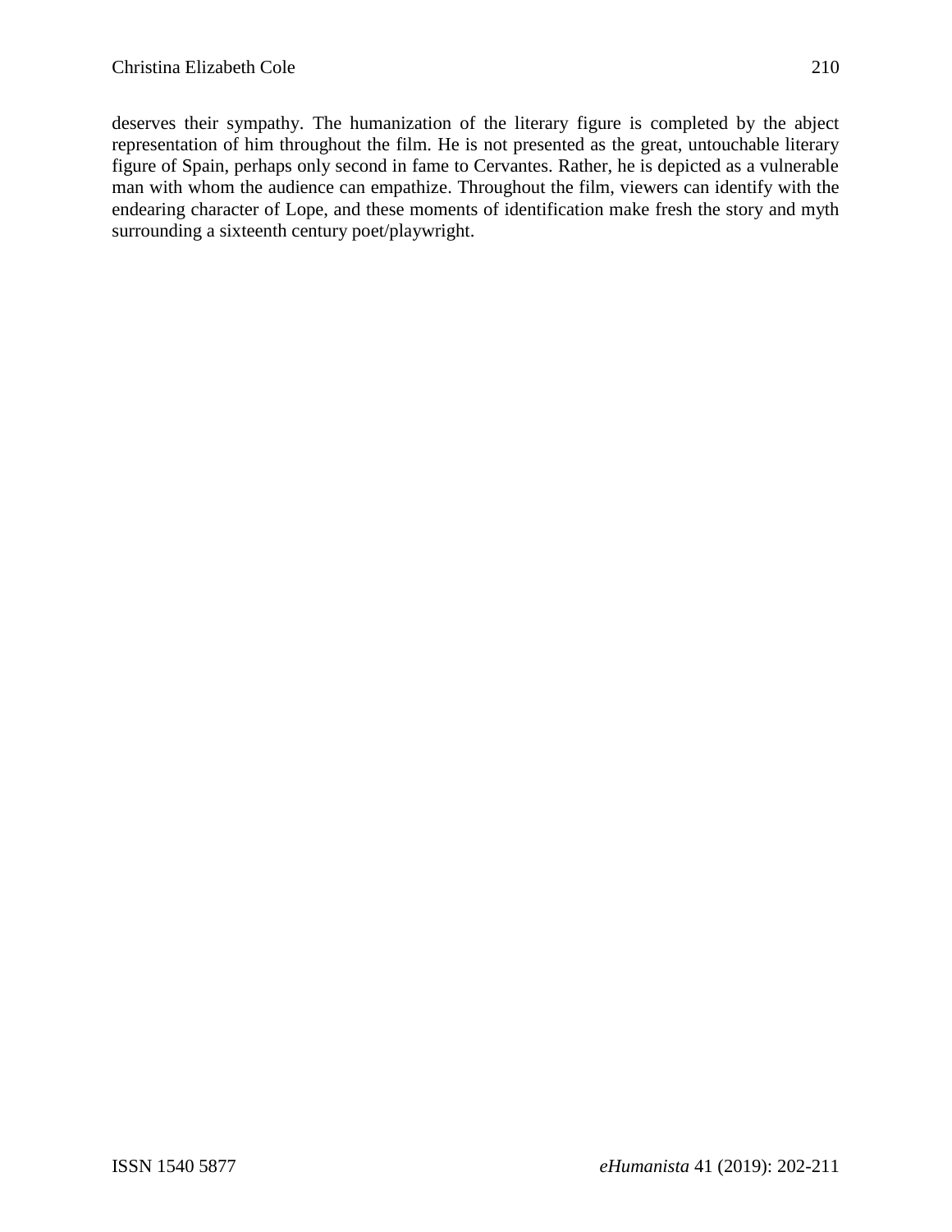deserves their sympathy. The humanization of the literary figure is completed by the abject representation of him throughout the film. He is not presented as the great, untouchable literary figure of Spain, perhaps only second in fame to Cervantes. Rather, he is depicted as a vulnerable man with whom the audience can empathize. Throughout the film, viewers can identify with the endearing character of Lope, and these moments of identification make fresh the story and myth surrounding a sixteenth century poet/playwright.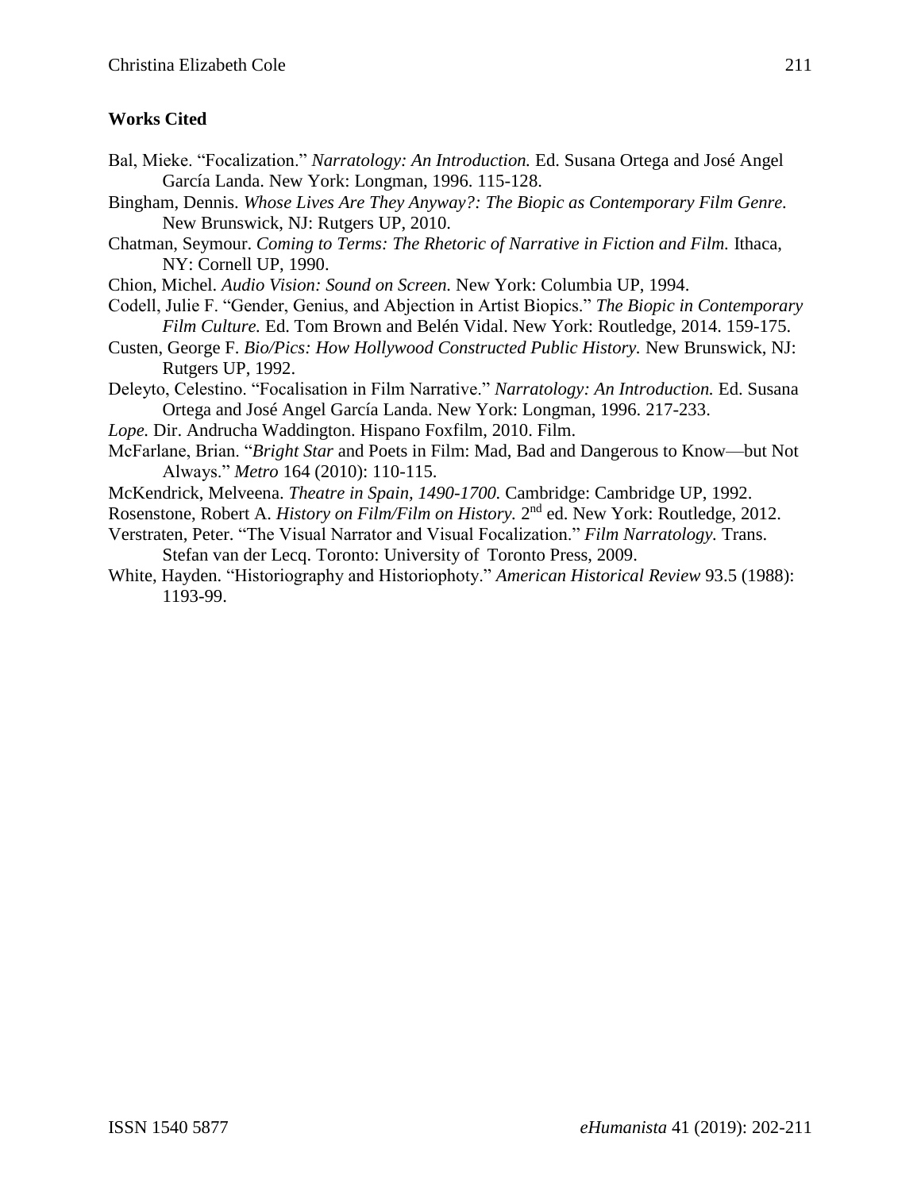**Works Cited**

Bal, Mieke. "Focalization." *Narratology: An Introduction.* Ed. Susana Ortega and José Angel García Landa. New York: Longman, 1996. 115-128.

Bingham, Dennis. *Whose Lives Are They Anyway?: The Biopic as Contemporary Film Genre.* New Brunswick, NJ: Rutgers UP, 2010.

Chatman, Seymour. *Coming to Terms: The Rhetoric of Narrative in Fiction and Film.* Ithaca, NY: Cornell UP, 1990.

Chion, Michel. *Audio Vision: Sound on Screen.* New York: Columbia UP, 1994.

Codell, Julie F. "Gender, Genius, and Abjection in Artist Biopics." *The Biopic in Contemporary Film Culture.* Ed. Tom Brown and Belén Vidal. New York: Routledge, 2014. 159-175.

Custen, George F. *Bio/Pics: How Hollywood Constructed Public History.* New Brunswick, NJ: Rutgers UP, 1992.

Deleyto, Celestino. "Focalisation in Film Narrative." *Narratology: An Introduction.* Ed. Susana Ortega and José Angel García Landa. New York: Longman, 1996. 217-233.

*Lope.* Dir. Andrucha Waddington. Hispano Foxfilm, 2010. Film.

McFarlane, Brian. "*Bright Star* and Poets in Film: Mad, Bad and Dangerous to Know—but Not Always." *Metro* 164 (2010): 110-115.

McKendrick, Melveena. *Theatre in Spain, 1490-1700.* Cambridge: Cambridge UP, 1992.

Rosenstone, Robert A. *History on Film/Film on History.* 2nd ed. New York: Routledge, 2012.

Verstraten, Peter. "The Visual Narrator and Visual Focalization." *Film Narratology.* Trans. Stefan van der Lecq. Toronto: University of Toronto Press, 2009.

White, Hayden. "Historiography and Historiophoty." *American Historical Review* 93.5 (1988): 1193-99.